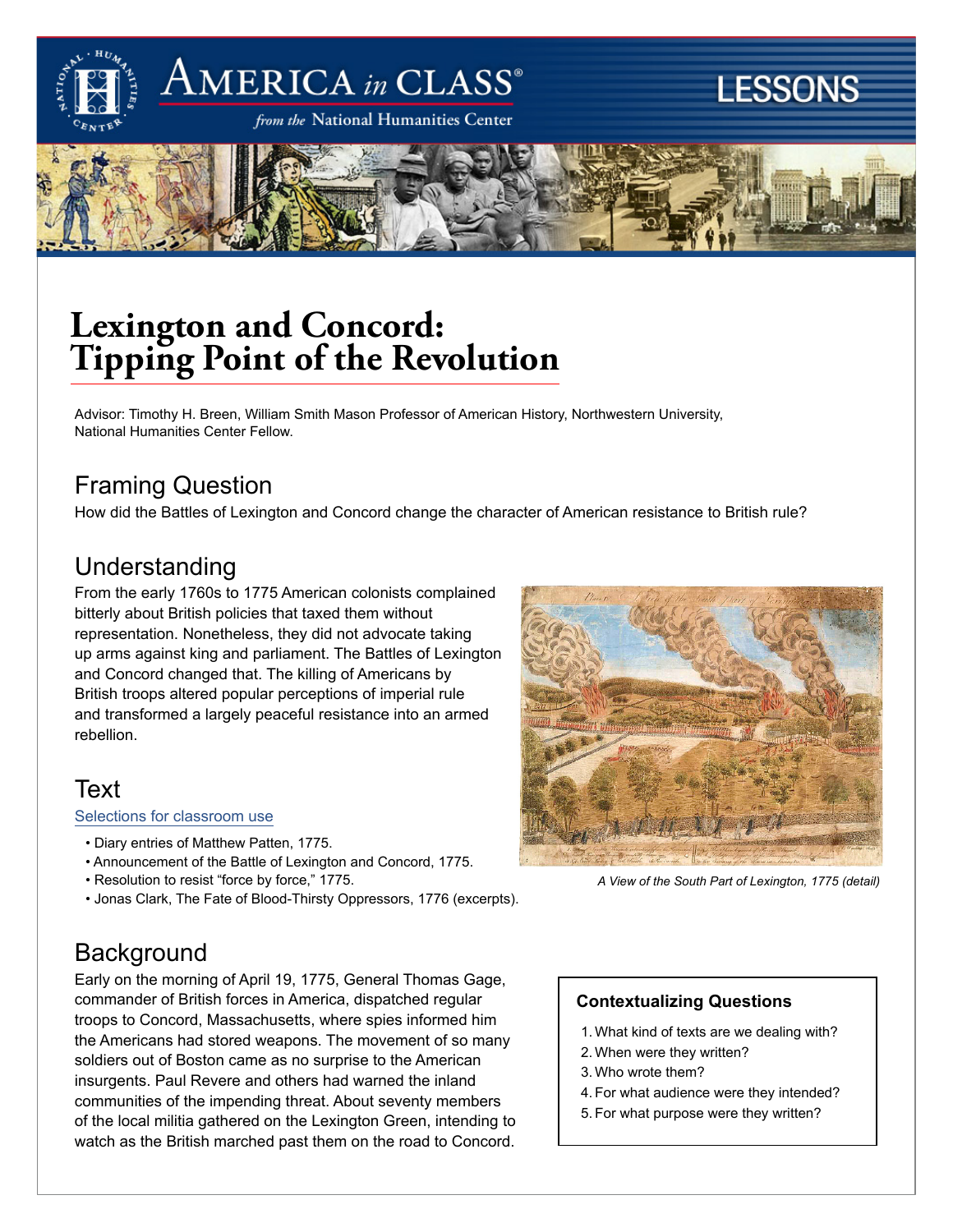# Lexington and Concord: Tipping Point of the Revolution

Advisor: Timothy H. Breen, William Smith Mason Professor of American History, Northwestern University, National Humanities Center Fellow.

## Framing Question

How did the Battles of Lexington and Concord change the character of American resistance to British rule?

## Understanding

From the early 1760s to 1775 American colonists complained bitterly about British policies that taxed them without representation. Nonetheless, they did not advocate taking up arms against king and parliament. The Battles of Lexington and Concord changed that. The killing of Americans by British troops altered popular perceptions of imperial rule and transformed a largely peaceful resistance into an armed rebellion.

*A View of the South Part of Lexington, 1775 (detail)*

## Text

Selections for classroom use

- Diary entries of Matthew Patten, 1775.
- Announcement of the Battle of Lexington and Concord, 1775.
- Resolution to resist "force by force," 1775.
- Jonas Clark, The Fate of Blood-Thirsty Oppressors, 1776 (excerpts).

## Background

Early on the morning of April 19, 1775, General Thomas Gage, commander of British forces in America, dispatched regular troops to Concord, Massachusetts, where spies informed him the Americans had stored weapons. The movement of so many soldiers out of Boston came as no surprise to the American insurgents. Paul Revere and others had warned the inland communities of the impending threat. About seventy members of the local militia gathered on the Lexington Green, intending to watch as the British marched past them on the road to Concord.

**Contextualizing Questions**

1. What kind of texts are we dealing with?
2. When were they written?
3. Who wrote them?
4. For what audience were they intended?
5. For what purpose were they written?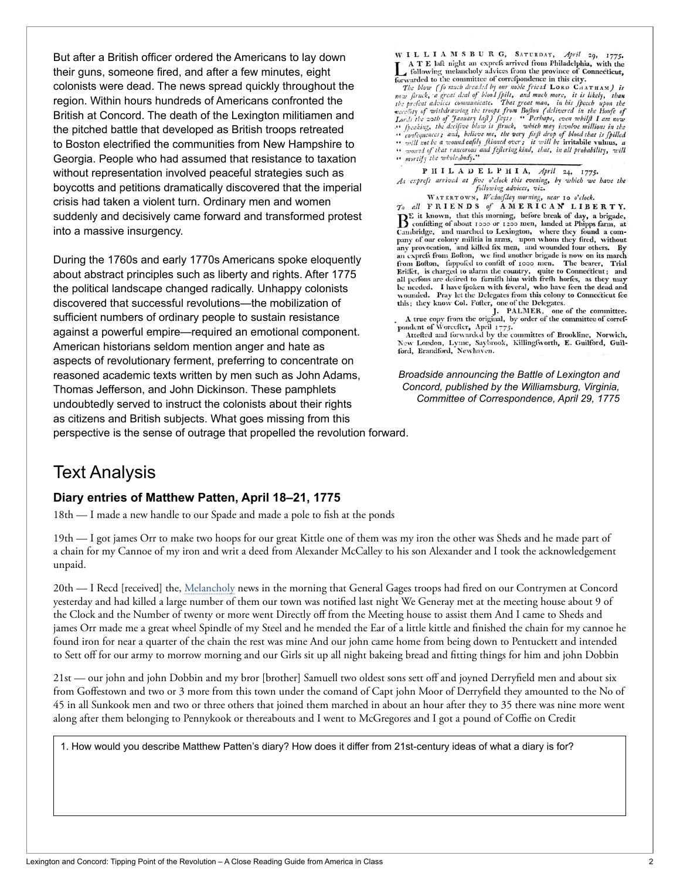But after a British officer ordered the Americans to lay down their guns, someone fired, and after a few minutes, eight colonists were dead. The news spread quickly throughout the region. Within hours hundreds of Americans confronted the British at Concord. The death of the Lexington militiamen and the pitched battle that developed as British troops retreated to Boston electrified the communities from New Hampshire to Georgia. People who had assumed that resistance to taxation without representation involved peaceful strategies such as boycotts and petitions dramatically discovered that the imperial crisis had taken a violent turn. Ordinary men and women suddenly and decisively came forward and transformed protest into a massive insurgency.

During the 1760s and early 1770s Americans spoke eloquently about abstract principles such as liberty and rights. After 1775 the political landscape changed radically. Unhappy colonists discovered that successful revolutions—the mobilization of sufficient numbers of ordinary people to sustain resistance against a powerful empire—required an emotional component. American historians seldom mention anger and hate as aspects of revolutionary ferment, preferring to concentrate on reasoned academic texts written by men such as John Adams, Thomas Jefferson, and John Dickinson. These pamphlets undoubtedly served to instruct the colonists about their rights as citizens and British subjects. What goes missing from this perspective is the sense of outrage that propelled the revolution forward.

WILLIAMSBURG, SATURDAY, *April* 29, 1775.
LATE last night an express arrived from Philadelphia, with the following melancholy advices from the province of Connecticut, forwarded to the committee of correspondence in this city.

*The blow (so much dreaded by our noble friend* LORD CHATHAM*) is now struck, a great deal of blood spilt, and much more, it is likely, than the present advices communicate. That great man, in his speech upon the necessity of withdrawing the troops from Boston (delivered in the House of Lords the 20th of January last) says: "Perhaps, even whilst I am now "speaking, the decisive blow is struck, which may involve millions in the "consequences; and, believe me, the very first drop of blood that is spilled "will not be a wound easily skinned over; it will be* irritabile vulnus*, a "wound of that rancorous and festering kind, that, in all probability, will "mortify the whole body."*

PHILADELPHIA, *April* 24, 1775.
*An express arrived at five o'clock this evening, by which we have the following advices, viz.*

WATERTOWN, *Wednesday morning, near* 10 *o'clock.*
*To all* FRIENDS *of* AMERICAN LIBERTY.

BE it known, that this morning, before break of day, a brigade, consisting of about 1000 or 1200 men, landed at Phipps farm, at Cambridge, and marched to Lexington, where they found a company of our colony militia in arms, upon whom they fired, without any provocation, and killed six men, and wounded four others. By an express from Boston, we find another brigade is now on its march from Boston, supposed to consist of 1000 men. The bearer, Trial Brisset, is charged to alarm the country, quite to Connecticut; and all persons are desired to furnish him with fresh horses, as they may be needed. I have spoken with several, who have seen the dead and wounded. Pray let the Delegates from this colony to Connecticut see this; they know Col. Foster, one of the Delegates.

J. PALMER, one of the committee.

A true copy from the original, by order of the committee of correspondent of Worcester, April 1775.

Attested and forwarded by the committees of Brookline, Norwich, New London, Lyme, Saybrook, Killingsworth, E. Guilford, Guilford, Brandford, Newhaven.

*Broadside announcing the Battle of Lexington and Concord, published by the Williamsburg, Virginia, Committee of Correspondence, April 29, 1775*

# Text Analysis

### Diary entries of Matthew Patten, April 18–21, 1775

18th — I made a new handle to our Spade and made a pole to fish at the ponds

19th — I got james Orr to make two hoops for our great Kittle one of them was my iron the other was Sheds and he made part of a chain for my Cannoe of my iron and writ a deed from Alexander McCalley to his son Alexander and I took the acknowledgement unpaid.

20th — I Recd [received] the, Melancholy news in the morning that General Gages troops had fired on our Contrymen at Concord yesterday and had killed a large number of them our town was notified last night We Generay met at the meeting house about 9 of the Clock and the Number of twenty or more went Directly off from the Meeting house to assist them And I came to Sheds and james Orr made me a great wheel Spindle of my Steel and he mended the Ear of a little kittle and finished the chain for my cannoe he found iron for near a quarter of the chain the rest was mine And our john came home from being down to Pentuckett and intended to Sett off for our army to morrow morning and our Girls sit up all night bakeing bread and fitting things for him and john Dobbin

21st — our john and john Dobbin and my bror [brother] Samuell two oldest sons sett off and joyned Derryfield men and about six from Goffestown and two or 3 more from this town under the comand of Capt john Moor of Derryfield they amounted to the No of 45 in all Sunkook men and two or three others that joined them marched in about an hour after they to 35 there was nine more went along after them belonging to Pennykook or thereabouts and I went to McGregores and I got a pound of Coffie on Credit

1. How would you describe Matthew Patten's diary? How does it differ from 21st-century ideas of what a diary is for?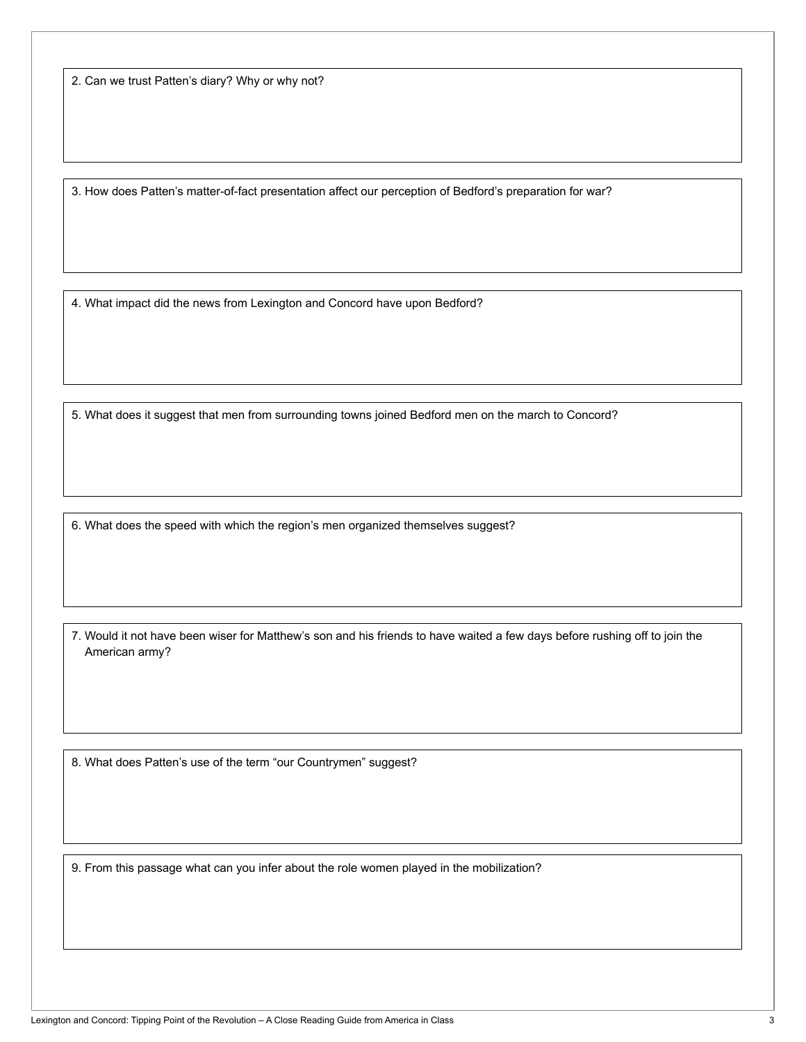2. Can we trust Patten's diary? Why or why not?

3. How does Patten's matter-of-fact presentation affect our perception of Bedford's preparation for war?

4. What impact did the news from Lexington and Concord have upon Bedford?

5. What does it suggest that men from surrounding towns joined Bedford men on the march to Concord?

6. What does the speed with which the region's men organized themselves suggest?

7. Would it not have been wiser for Matthew's son and his friends to have waited a few days before rushing off to join the American army?

8. What does Patten's use of the term "our Countrymen" suggest?

9. From this passage what can you infer about the role women played in the mobilization?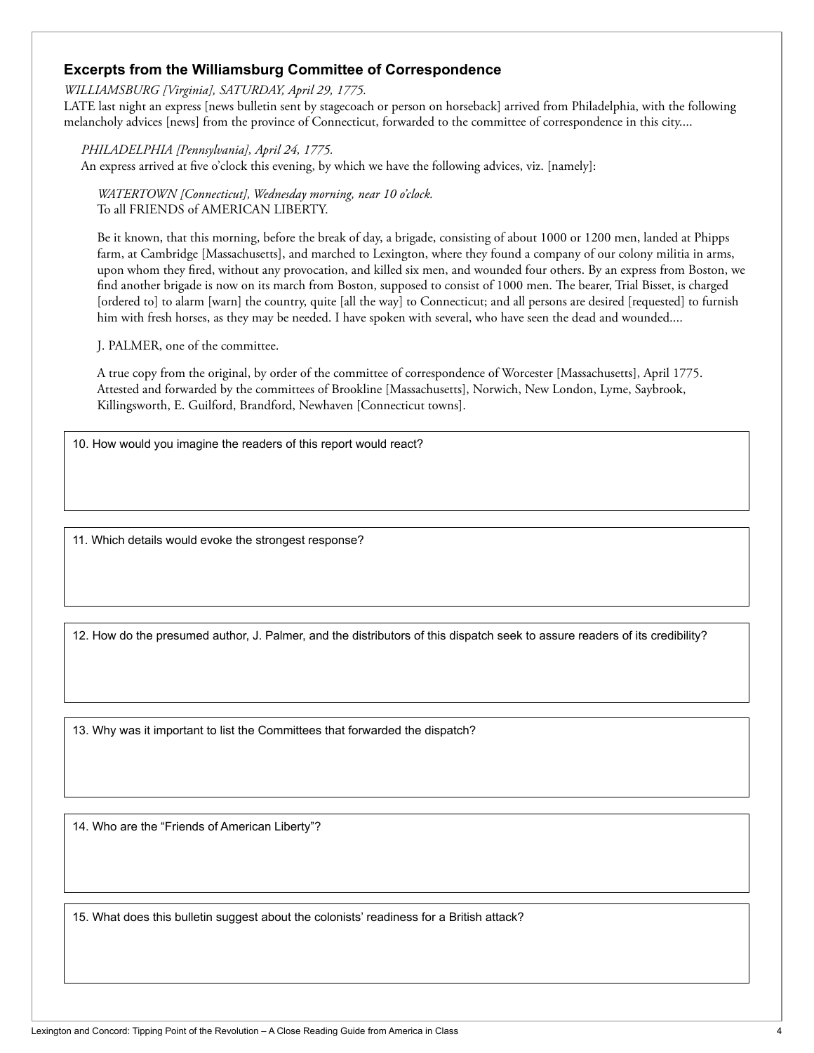### Excerpts from the Williamsburg Committee of Correspondence

*WILLIAMSBURG [Virginia], SATURDAY, April 29, 1775.*

LATE last night an express [news bulletin sent by stagecoach or person on horseback] arrived from Philadelphia, with the following melancholy advices [news] from the province of Connecticut, forwarded to the committee of correspondence in this city....

> *PHILADELPHIA [Pennsylvania], April 24, 1775.*
>
> An express arrived at five o'clock this evening, by which we have the following advices, viz. [namely]:
>
> > *WATERTOWN [Connecticut], Wednesday morning, near 10 o'clock.*
> >
> > To all FRIENDS of AMERICAN LIBERTY.
> >
> > Be it known, that this morning, before the break of day, a brigade, consisting of about 1000 or 1200 men, landed at Phipps farm, at Cambridge [Massachusetts], and marched to Lexington, where they found a company of our colony militia in arms, upon whom they fired, without any provocation, and killed six men, and wounded four others. By an express from Boston, we find another brigade is now on its march from Boston, supposed to consist of 1000 men. The bearer, Trial Bisset, is charged [ordered to] to alarm [warn] the country, quite [all the way] to Connecticut; and all persons are desired [requested] to furnish him with fresh horses, as they may be needed. I have spoken with several, who have seen the dead and wounded....
> >
> > J. PALMER, one of the committee.
> >
> > A true copy from the original, by order of the committee of correspondence of Worcester [Massachusetts], April 1775. Attested and forwarded by the committees of Brookline [Massachusetts], Norwich, New London, Lyme, Saybrook, Killingsworth, E. Guilford, Brandford, Newhaven [Connecticut towns].

10. How would you imagine the readers of this report would react?

11. Which details would evoke the strongest response?

12. How do the presumed author, J. Palmer, and the distributors of this dispatch seek to assure readers of its credibility?

13. Why was it important to list the Committees that forwarded the dispatch?

14. Who are the "Friends of American Liberty"?

15. What does this bulletin suggest about the colonists' readiness for a British attack?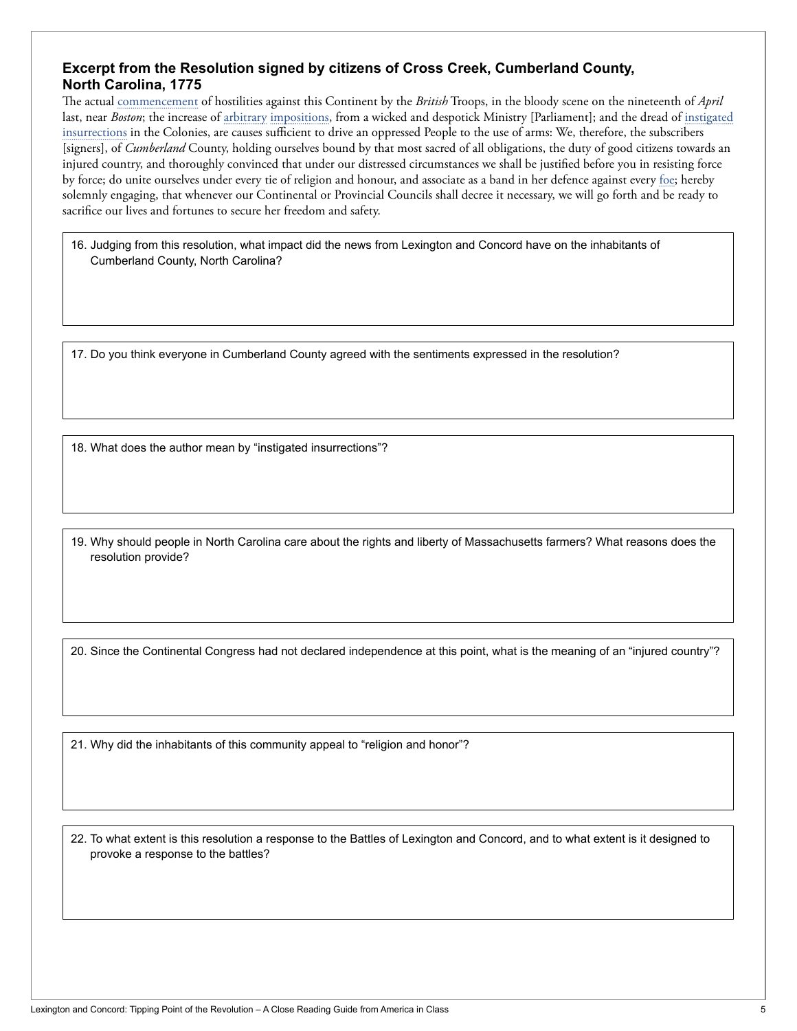### Excerpt from the Resolution signed by citizens of Cross Creek, Cumberland County, North Carolina, 1775

The actual commencement of hostilities against this Continent by the *British* Troops, in the bloody scene on the nineteenth of *April* last, near *Boston*; the increase of arbitrary impositions, from a wicked and despotick Ministry [Parliament]; and the dread of instigated insurrections in the Colonies, are causes sufficient to drive an oppressed People to the use of arms: We, therefore, the subscribers [signers], of *Cumberland* County, holding ourselves bound by that most sacred of all obligations, the duty of good citizens towards an injured country, and thoroughly convinced that under our distressed circumstances we shall be justified before you in resisting force by force; do unite ourselves under every tie of religion and honour, and associate as a band in her defence against every foe; hereby solemnly engaging, that whenever our Continental or Provincial Councils shall decree it necessary, we will go forth and be ready to sacrifice our lives and fortunes to secure her freedom and safety.

16. Judging from this resolution, what impact did the news from Lexington and Concord have on the inhabitants of Cumberland County, North Carolina?

17. Do you think everyone in Cumberland County agreed with the sentiments expressed in the resolution?

18. What does the author mean by "instigated insurrections"?

19. Why should people in North Carolina care about the rights and liberty of Massachusetts farmers? What reasons does the resolution provide?

20. Since the Continental Congress had not declared independence at this point, what is the meaning of an "injured country"?

21. Why did the inhabitants of this community appeal to "religion and honor"?

22. To what extent is this resolution a response to the Battles of Lexington and Concord, and to what extent is it designed to provoke a response to the battles?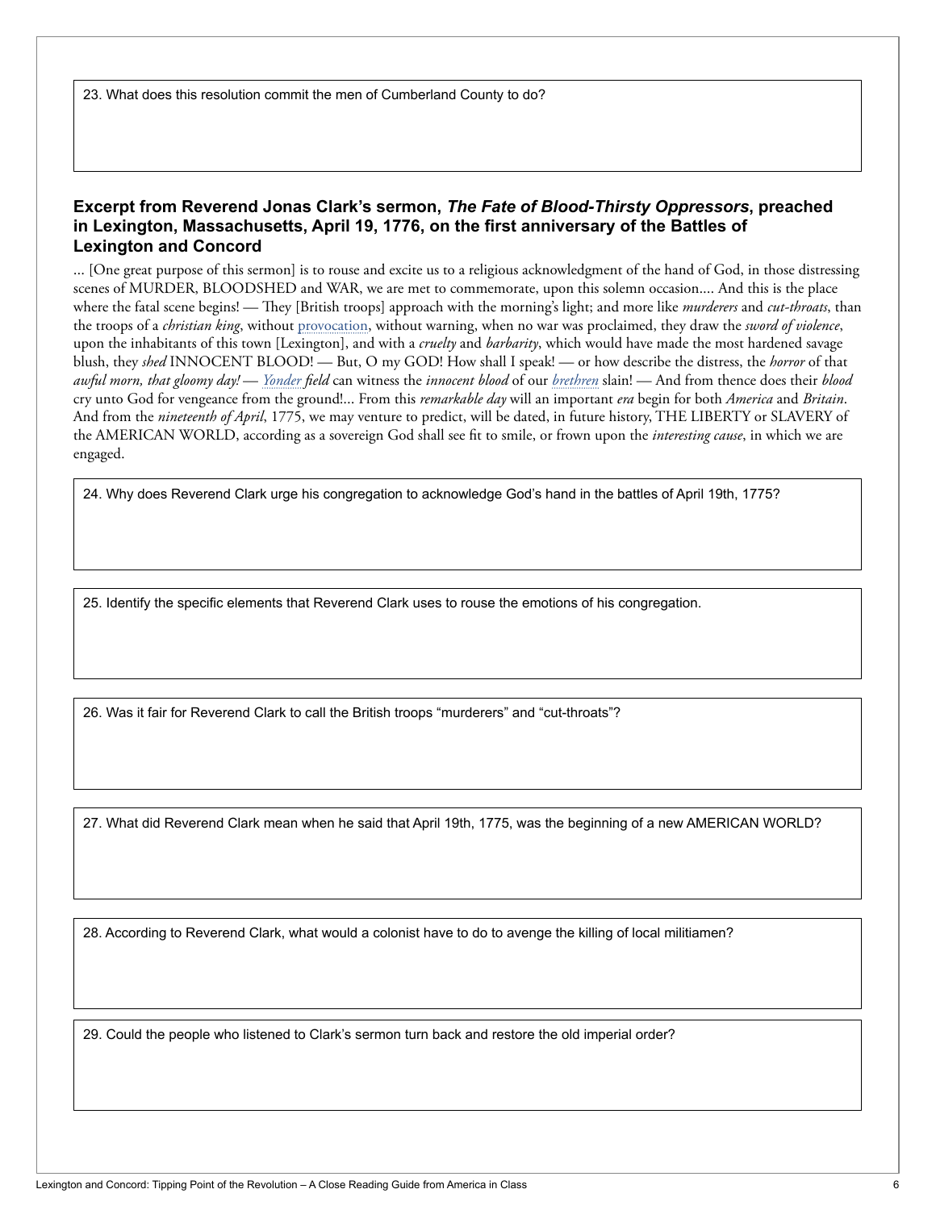23. What does this resolution commit the men of Cumberland County to do?

### Excerpt from Reverend Jonas Clark's sermon, *The Fate of Blood-Thirsty Oppressors*, preached in Lexington, Massachusetts, April 19, 1776, on the first anniversary of the Battles of Lexington and Concord

... [One great purpose of this sermon] is to rouse and excite us to a religious acknowledgment of the hand of God, in those distressing scenes of MURDER, BLOODSHED and WAR, we are met to commemorate, upon this solemn occasion.... And this is the place where the fatal scene begins! — They [British troops] approach with the morning's light; and more like *murderers* and *cut-throats*, than the troops of a *christian king*, without provocation, without warning, when no war was proclaimed, they draw the *sword of violence*, upon the inhabitants of this town [Lexington], and with a *cruelty* and *barbarity*, which would have made the most hardened savage blush, they *shed* INNOCENT BLOOD! — But, O my GOD! How shall I speak! — or how describe the distress, the *horror* of that *awful morn, that gloomy day!* — *Yonder field* can witness the *innocent blood* of our *brethren* slain! — And from thence does their *blood* cry unto God for vengeance from the ground!... From this *remarkable day* will an important *era* begin for both *America* and *Britain*. And from the *nineteenth of April*, 1775, we may venture to predict, will be dated, in future history, THE LIBERTY or SLAVERY of the AMERICAN WORLD, according as a sovereign God shall see fit to smile, or frown upon the *interesting cause*, in which we are engaged.

24. Why does Reverend Clark urge his congregation to acknowledge God's hand in the battles of April 19th, 1775?

25. Identify the specific elements that Reverend Clark uses to rouse the emotions of his congregation.

26. Was it fair for Reverend Clark to call the British troops "murderers" and "cut-throats"?

27. What did Reverend Clark mean when he said that April 19th, 1775, was the beginning of a new AMERICAN WORLD?

28. According to Reverend Clark, what would a colonist have to do to avenge the killing of local militiamen?

29. Could the people who listened to Clark's sermon turn back and restore the old imperial order?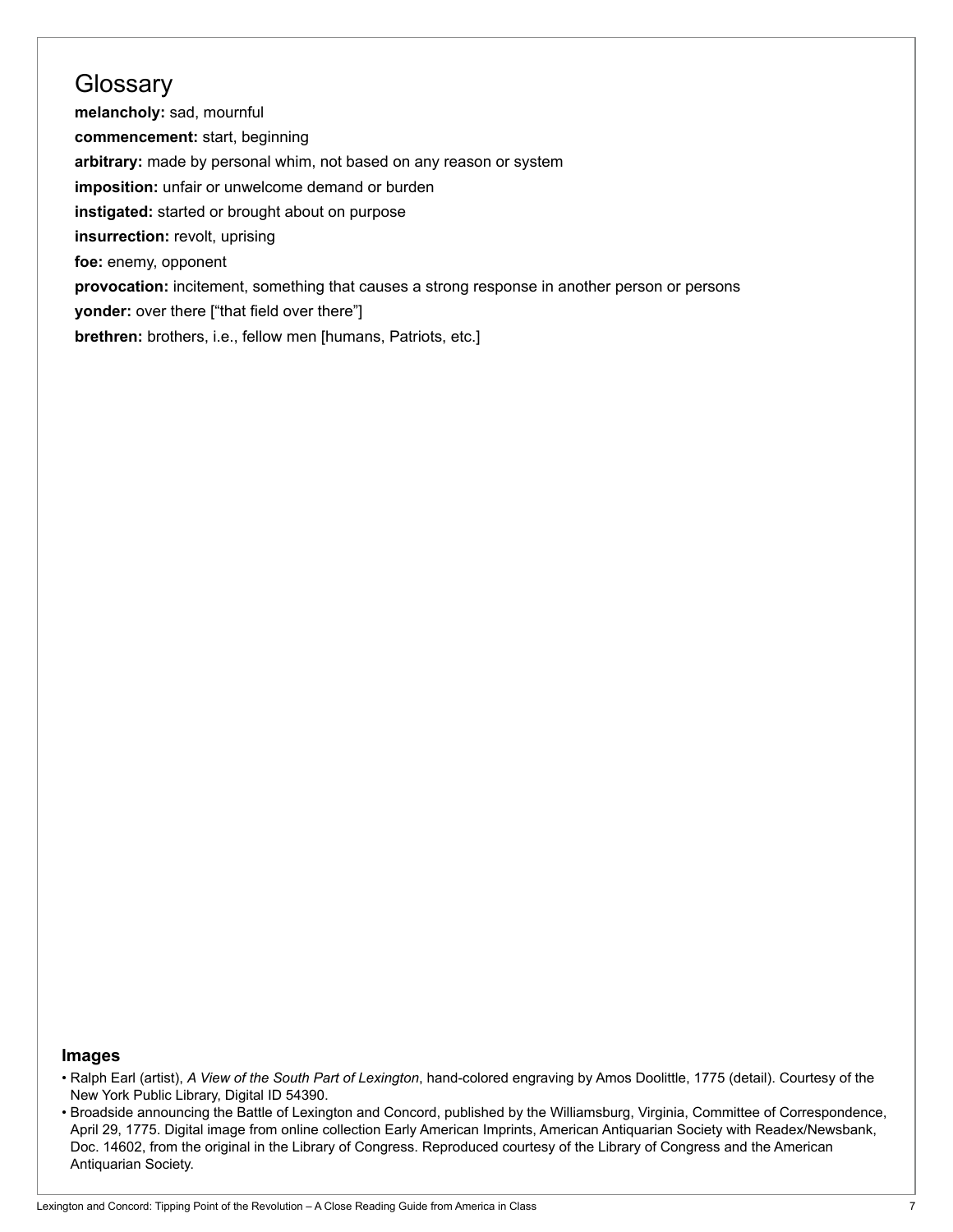# Glossary

**melancholy:** sad, mournful

**commencement:** start, beginning

**arbitrary:** made by personal whim, not based on any reason or system

**imposition:** unfair or unwelcome demand or burden

**instigated:** started or brought about on purpose

**insurrection:** revolt, uprising

**foe:** enemy, opponent

**provocation:** incitement, something that causes a strong response in another person or persons

**yonder:** over there ["that field over there"]

**brethren:** brothers, i.e., fellow men [humans, Patriots, etc.]

### Images

- Ralph Earl (artist), *A View of the South Part of Lexington*, hand-colored engraving by Amos Doolittle, 1775 (detail). Courtesy of the New York Public Library, Digital ID 54390.
- Broadside announcing the Battle of Lexington and Concord, published by the Williamsburg, Virginia, Committee of Correspondence, April 29, 1775. Digital image from online collection Early American Imprints, American Antiquarian Society with Readex/Newsbank, Doc. 14602, from the original in the Library of Congress. Reproduced courtesy of the Library of Congress and the American Antiquarian Society.